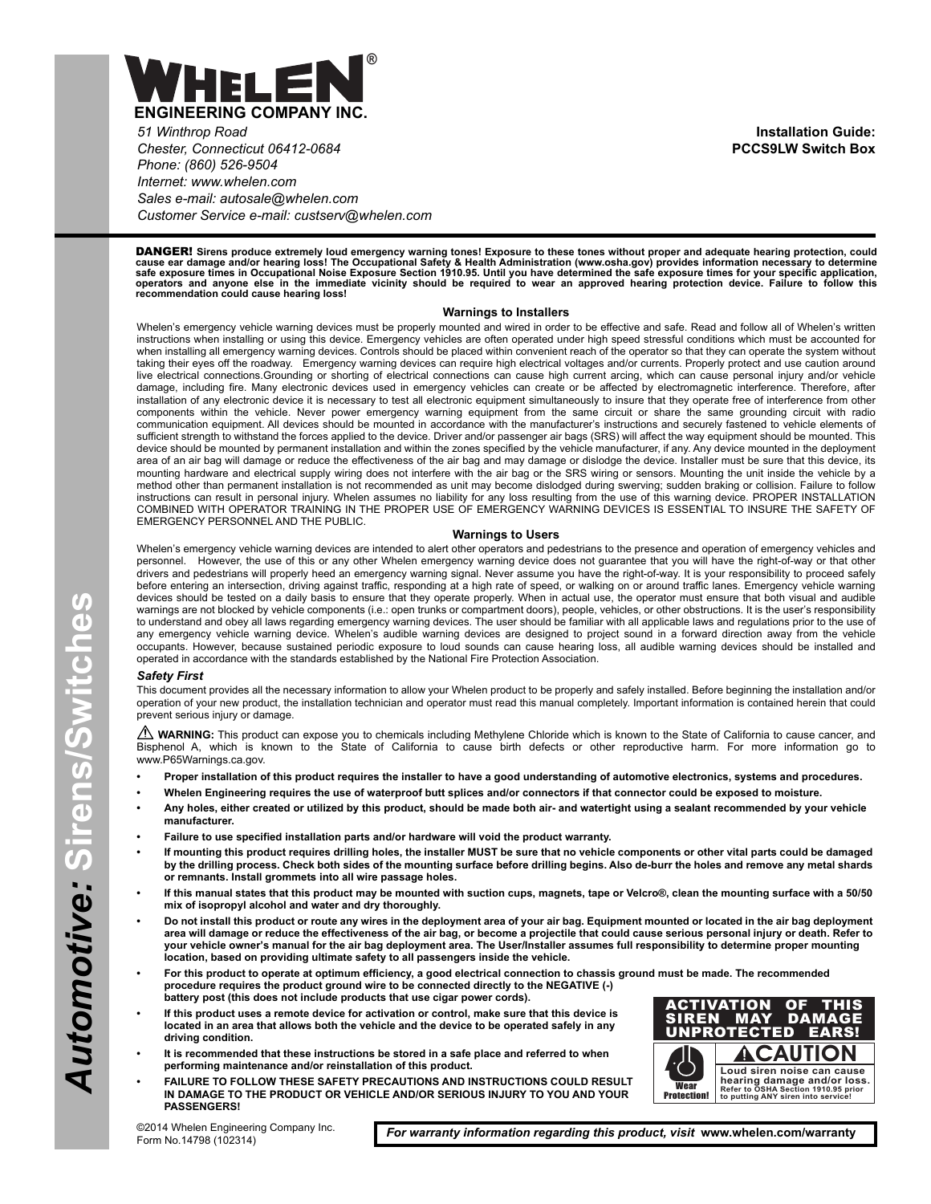# WHELEN®

**ENGINEERING COMPANY INC.**

*51 Winthrop Road*
*Chester, Connecticut 06412-0684*
*Phone: (860) 526-9504*
*Internet: www.whelen.com*
*Sales e-mail: autosale@whelen.com*
*Customer Service e-mail: custserv@whelen.com*

**Installation Guide:**
**PCCS9LW Switch Box**

*Automotive:* Sirens/Switches

**DANGER! Sirens produce extremely loud emergency warning tones! Exposure to these tones without proper and adequate hearing protection, could cause ear damage and/or hearing loss! The Occupational Safety & Health Administration (www.osha.gov) provides information necessary to determine safe exposure times in Occupational Noise Exposure Section 1910.95. Until you have determined the safe exposure times for your specific application, operators and anyone else in the immediate vicinity should be required to wear an approved hearing protection device. Failure to follow this recommendation could cause hearing loss!**

### Warnings to Installers

Whelen's emergency vehicle warning devices must be properly mounted and wired in order to be effective and safe. Read and follow all of Whelen's written instructions when installing or using this device. Emergency vehicles are often operated under high speed stressful conditions which must be accounted for when installing all emergency warning devices. Controls should be placed within convenient reach of the operator so that they can operate the system without taking their eyes off the roadway. Emergency warning devices can require high electrical voltages and/or currents. Properly protect and use caution around live electrical connections.Grounding or shorting of electrical connections can cause high current arcing, which can cause personal injury and/or vehicle damage, including fire. Many electronic devices used in emergency vehicles can create or be affected by electromagnetic interference. Therefore, after installation of any electronic device it is necessary to test all electronic equipment simultaneously to insure that they operate free of interference from other components within the vehicle. Never power emergency warning equipment from the same circuit or share the same grounding circuit with radio communication equipment. All devices should be mounted in accordance with the manufacturer's instructions and securely fastened to vehicle elements of sufficient strength to withstand the forces applied to the device. Driver and/or passenger air bags (SRS) will affect the way equipment should be mounted. This device should be mounted by permanent installation and within the zones specified by the vehicle manufacturer, if any. Any device mounted in the deployment area of an air bag will damage or reduce the effectiveness of the air bag and may damage or dislodge the device. Installer must be sure that this device, its mounting hardware and electrical supply wiring does not interfere with the air bag or the SRS wiring or sensors. Mounting the unit inside the vehicle by a method other than permanent installation is not recommended as unit may become dislodged during swerving; sudden braking or collision. Failure to follow instructions can result in personal injury. Whelen assumes no liability for any loss resulting from the use of this warning device. PROPER INSTALLATION COMBINED WITH OPERATOR TRAINING IN THE PROPER USE OF EMERGENCY WARNING DEVICES IS ESSENTIAL TO INSURE THE SAFETY OF EMERGENCY PERSONNEL AND THE PUBLIC.

### Warnings to Users

Whelen's emergency vehicle warning devices are intended to alert other operators and pedestrians to the presence and operation of emergency vehicles and personnel. However, the use of this or any other Whelen emergency warning device does not guarantee that you will have the right-of-way or that other drivers and pedestrians will properly heed an emergency warning signal. Never assume you have the right-of-way. It is your responsibility to proceed safely before entering an intersection, driving against traffic, responding at a high rate of speed, or walking on or around traffic lanes. Emergency vehicle warning devices should be tested on a daily basis to ensure that they operate properly. When in actual use, the operator must ensure that both visual and audible warnings are not blocked by vehicle components (i.e.: open trunks or compartment doors), people, vehicles, or other obstructions. It is the user's responsibility to understand and obey all laws regarding emergency warning devices. The user should be familiar with all applicable laws and regulations prior to the use of any emergency vehicle warning device. Whelen's audible warning devices are designed to project sound in a forward direction away from the vehicle occupants. However, because sustained periodic exposure to loud sounds can cause hearing loss, all audible warning devices should be installed and operated in accordance with the standards established by the National Fire Protection Association.

***Safety First***

This document provides all the necessary information to allow your Whelen product to be properly and safely installed. Before beginning the installation and/or operation of your new product, the installation technician and operator must read this manual completely. Important information is contained herein that could prevent serious injury or damage.

⚠ **WARNING:** This product can expose you to chemicals including Methylene Chloride which is known to the State of California to cause cancer, and Bisphenol A, which is known to the State of California to cause birth defects or other reproductive harm. For more information go to www.P65Warnings.ca.gov.

- **Proper installation of this product requires the installer to have a good understanding of automotive electronics, systems and procedures.**
- **Whelen Engineering requires the use of waterproof butt splices and/or connectors if that connector could be exposed to moisture.**
- **Any holes, either created or utilized by this product, should be made both air- and watertight using a sealant recommended by your vehicle manufacturer.**
- **Failure to use specified installation parts and/or hardware will void the product warranty.**
- **If mounting this product requires drilling holes, the installer MUST be sure that no vehicle components or other vital parts could be damaged by the drilling process. Check both sides of the mounting surface before drilling begins. Also de-burr the holes and remove any metal shards or remnants. Install grommets into all wire passage holes.**
- **If this manual states that this product may be mounted with suction cups, magnets, tape or Velcro®, clean the mounting surface with a 50/50 mix of isopropyl alcohol and water and dry thoroughly.**
- **Do not install this product or route any wires in the deployment area of your air bag. Equipment mounted or located in the air bag deployment area will damage or reduce the effectiveness of the air bag, or become a projectile that could cause serious personal injury or death. Refer to your vehicle owner's manual for the air bag deployment area. The User/Installer assumes full responsibility to determine proper mounting location, based on providing ultimate safety to all passengers inside the vehicle.**
- **For this product to operate at optimum efficiency, a good electrical connection to chassis ground must be made. The recommended procedure requires the product ground wire to be connected directly to the NEGATIVE (-) battery post (this does not include products that use cigar power cords).**
- **If this product uses a remote device for activation or control, make sure that this device is located in an area that allows both the vehicle and the device to be operated safely in any driving condition.**
- **It is recommended that these instructions be stored in a safe place and referred to when performing maintenance and/or reinstallation of this product.**
- **FAILURE TO FOLLOW THESE SAFETY PRECAUTIONS AND INSTRUCTIONS COULD RESULT IN DAMAGE TO THE PRODUCT OR VEHICLE AND/OR SERIOUS INJURY TO YOU AND YOUR PASSENGERS!**

**ACTIVATION OF THIS SIREN MAY DAMAGE UNPROTECTED EARS!**

**⚠CAUTION**

**Wear Protection!**

**Loud siren noise can cause hearing damage and/or loss. Refer to OSHA Section 1910.95 prior to putting ANY siren into service!**

©2014 Whelen Engineering Company Inc.
Form No.14798 (102314)

***For warranty information regarding this product, visit* www.whelen.com/warranty**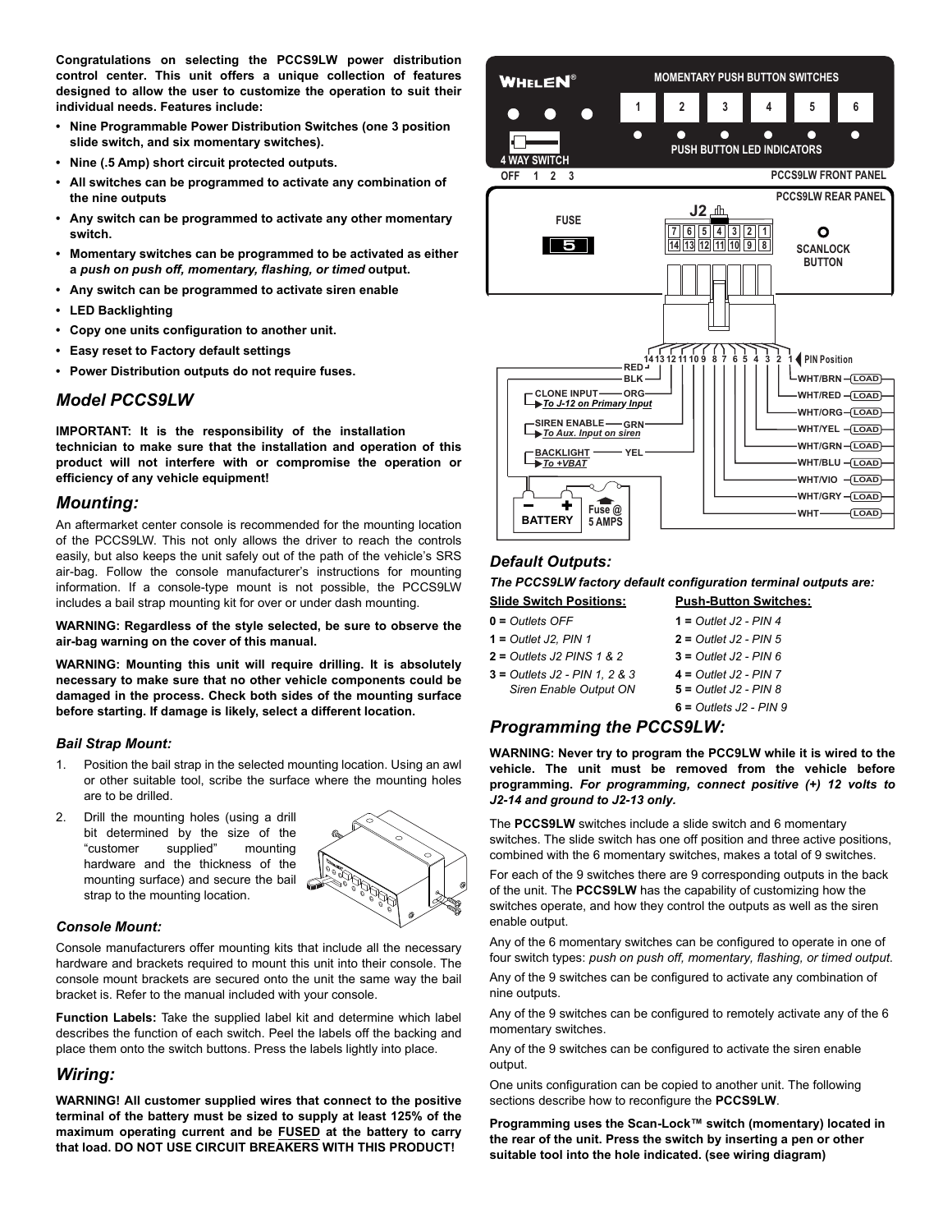**Congratulations on selecting the PCCS9LW power distribution control center. This unit offers a unique collection of features designed to allow the user to customize the operation to suit their individual needs. Features include:**

- **Nine Programmable Power Distribution Switches (one 3 position slide switch, and six momentary switches).**
- **Nine (.5 Amp) short circuit protected outputs.**
- **All switches can be programmed to activate any combination of the nine outputs**
- **Any switch can be programmed to activate any other momentary switch.**
- **Momentary switches can be programmed to be activated as either a *push on push off, momentary, flashing, or timed* output.**
- **Any switch can be programmed to activate siren enable**
- **LED Backlighting**
- **Copy one units configuration to another unit.**
- **Easy reset to Factory default settings**
- **Power Distribution outputs do not require fuses.**

## *Model PCCS9LW*

**IMPORTANT: It is the responsibility of the installation technician to make sure that the installation and operation of this product will not interfere with or compromise the operation or efficiency of any vehicle equipment!**

## *Mounting:*

An aftermarket center console is recommended for the mounting location of the PCCS9LW. This not only allows the driver to reach the controls easily, but also keeps the unit safely out of the path of the vehicle's SRS air-bag. Follow the console manufacturer's instructions for mounting information. If a console-type mount is not possible, the PCCS9LW includes a bail strap mounting kit for over or under dash mounting.

**WARNING: Regardless of the style selected, be sure to observe the air-bag warning on the cover of this manual.**

**WARNING: Mounting this unit will require drilling. It is absolutely necessary to make sure that no other vehicle components could be damaged in the process. Check both sides of the mounting surface before starting. If damage is likely, select a different location.**

### *Bail Strap Mount:*

1. Position the bail strap in the selected mounting location. Using an awl or other suitable tool, scribe the surface where the mounting holes are to be drilled.
2. Drill the mounting holes (using a drill bit determined by the size of the "customer supplied" mounting hardware and the thickness of the mounting surface) and secure the bail strap to the mounting location.

### *Console Mount:*

Console manufacturers offer mounting kits that include all the necessary hardware and brackets required to mount this unit into their console. The console mount brackets are secured onto the unit the same way the bail bracket is. Refer to the manual included with your console.

**Function Labels:** Take the supplied label kit and determine which label describes the function of each switch. Peel the labels off the backing and place them onto the switch buttons. Press the labels lightly into place.

## *Wiring:*

**WARNING! All customer supplied wires that connect to the positive terminal of the battery must be sized to supply at least 125% of the maximum operating current and be FUSED at the battery to carry that load. DO NOT USE CIRCUIT BREAKERS WITH THIS PRODUCT!**

WHELEN® MOMENTARY PUSH BUTTON SWITCHES 1 2 3 4 5 6 — PUSH BUTTON LED INDICATORS — 4 WAY SWITCH OFF 1 2 3 — PCCS9LW FRONT PANEL

PCCS9LW REAR PANEL — FUSE 5 — J2 — SCANLOCK BUTTON

| PIN Position | Wire | Connection |
|---|---|---|
| 1 | WHT/BRN | LOAD |
| 2 | WHT/RED | LOAD |
| 3 | WHT/ORG | LOAD |
| 4 | WHT/YEL | LOAD |
| 5 | WHT/GRN | LOAD |
| 6 | WHT/BLU | LOAD |
| 7 | WHT/VIO | LOAD |
| 8 | WHT/GRY | LOAD |
| 9 | WHT | LOAD |
| 10 | YEL | BACKLIGHT – To +VBAT |
| 11 | GRN | SIREN ENABLE – To Aux. Input on siren |
| 12 | ORG | CLONE INPUT – To J-12 on Primary Input |
| 13 | BLK | BATTERY – |
| 14 | RED | BATTERY + (Fuse @ 5 AMPS) |

## *Default Outputs:*

***The PCCS9LW factory default configuration terminal outputs are:***

| Slide Switch Positions: | Push-Button Switches: |
|---|---|
| **0 =** *Outlets OFF* | **1 =** *Outlet J2 - PIN 4* |
| **1 =** *Outlet J2, PIN 1* | **2 =** *Outlet J2 - PIN 5* |
| **2 =** *Outlets J2 PINS 1 & 2* | **3 =** *Outlet J2 - PIN 6* |
| **3 =** *Outlets J2 - PIN 1, 2 & 3 Siren Enable Output ON* | **4 =** *Outlet J2 - PIN 7* |
| | **5 =** *Outlet J2 - PIN 8* |
| | **6 =** *Outlets J2 - PIN 9* |

## *Programming the PCCS9LW:*

**WARNING: Never try to program the PCC9LW while it is wired to the vehicle. The unit must be removed from the vehicle before programming. *For programming, connect positive (+) 12 volts to J2-14 and ground to J2-13 only.***

The **PCCS9LW** switches include a slide switch and 6 momentary switches. The slide switch has one off position and three active positions, combined with the 6 momentary switches, makes a total of 9 switches.

For each of the 9 switches there are 9 corresponding outputs in the back of the unit. The **PCCS9LW** has the capability of customizing how the switches operate, and how they control the outputs as well as the siren enable output.

Any of the 6 momentary switches can be configured to operate in one of four switch types: *push on push off, momentary, flashing, or timed output.*

Any of the 9 switches can be configured to activate any combination of nine outputs.

Any of the 9 switches can be configured to remotely activate any of the 6 momentary switches.

Any of the 9 switches can be configured to activate the siren enable output.

One units configuration can be copied to another unit. The following sections describe how to reconfigure the **PCCS9LW**.

**Programming uses the Scan-Lock™ switch (momentary) located in the rear of the unit. Press the switch by inserting a pen or other suitable tool into the hole indicated. (see wiring diagram)**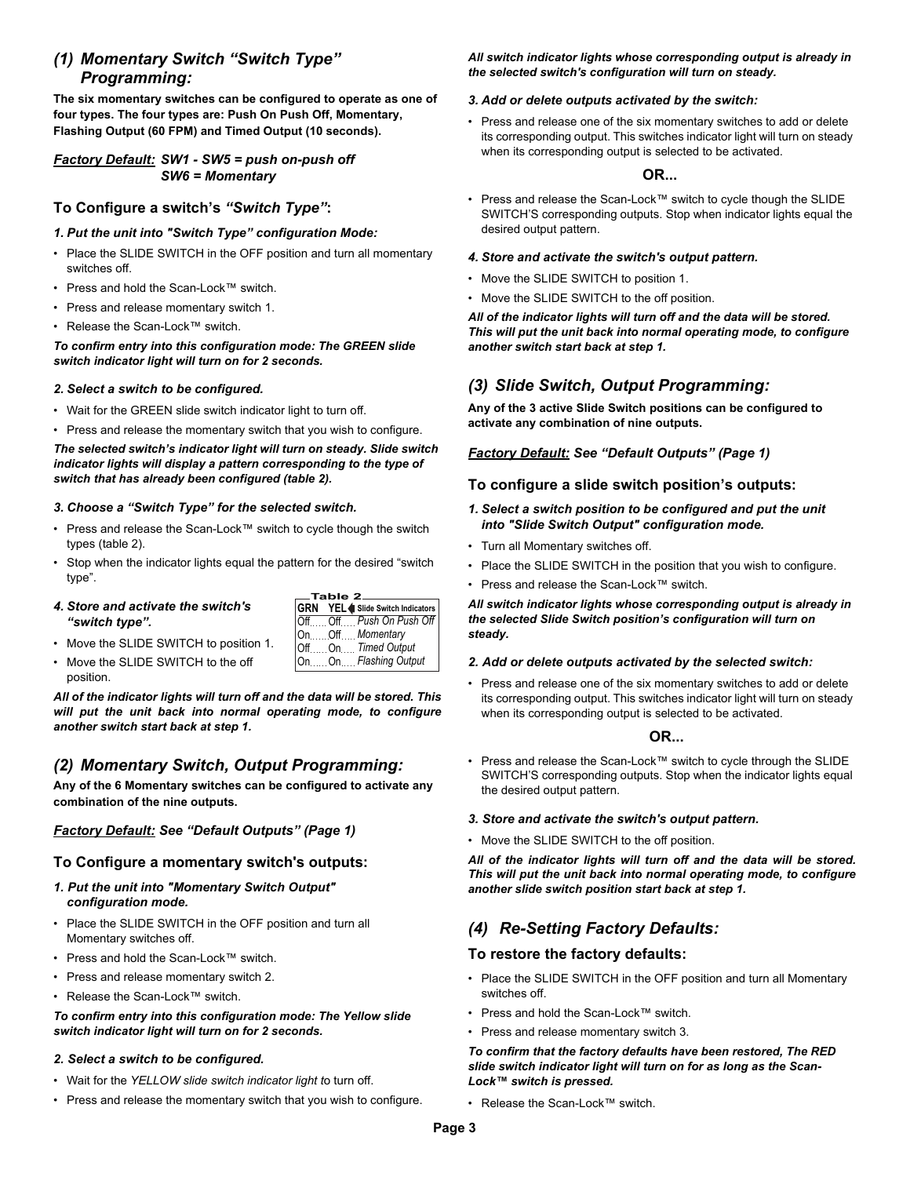## (1) Momentary Switch *"Switch Type"* Programming:

**The six momentary switches can be configured to operate as one of four types. The four types are: Push On Push Off, Momentary, Flashing Output (60 FPM) and Timed Output (10 seconds).**

***Factory Default:*** ***SW1 - SW5 = push on-push off***
***SW6 = Momentary***

### To Configure a switch's *"Switch Type"*:

***1. Put the unit into "Switch Type" configuration Mode:***

- Place the SLIDE SWITCH in the OFF position and turn all momentary switches off.
- Press and hold the Scan-Lock™ switch.
- Press and release momentary switch 1.
- Release the Scan-Lock™ switch.

***To confirm entry into this configuration mode: The GREEN slide switch indicator light will turn on for 2 seconds.***

***2. Select a switch to be configured.***

- Wait for the GREEN slide switch indicator light to turn off.
- Press and release the momentary switch that you wish to configure.

***The selected switch's indicator light will turn on steady. Slide switch indicator lights will display a pattern corresponding to the type of switch that has already been configured (table 2).***

***3. Choose a "Switch Type" for the selected switch.***

- Press and release the Scan-Lock™ switch to cycle though the switch types (table 2).
- Stop when the indicator lights equal the pattern for the desired "switch type".

***4. Store and activate the switch's "switch type".***

- Move the SLIDE SWITCH to position 1.
- Move the SLIDE SWITCH to the off position.

**Table 2**

| GRN | YEL | Slide Switch Indicators |
|---|---|---|
| Off | Off | *Push On Push Off* |
| On | Off | *Momentary* |
| Off | On | *Timed Output* |
| On | On | *Flashing Output* |

***All of the indicator lights will turn off and the data will be stored. This will put the unit back into normal operating mode, to configure another switch start back at step 1.***

## (2) Momentary Switch, Output Programming:

**Any of the 6 Momentary switches can be configured to activate any combination of the nine outputs.**

***Factory Default:*** ***See "Default Outputs" (Page 1)***

### To Configure a momentary switch's outputs:

***1. Put the unit into "Momentary Switch Output" configuration mode.***

- Place the SLIDE SWITCH in the OFF position and turn all Momentary switches off.
- Press and hold the Scan-Lock™ switch.
- Press and release momentary switch 2.
- Release the Scan-Lock™ switch.

***To confirm entry into this configuration mode: The Yellow slide switch indicator light will turn on for 2 seconds.***

***2. Select a switch to be configured.***

- Wait for the *YELLOW slide switch indicator light t*o turn off.
- Press and release the momentary switch that you wish to configure.

***All switch indicator lights whose corresponding output is already in the selected switch's configuration will turn on steady.***

***3. Add or delete outputs activated by the switch:***

- Press and release one of the six momentary switches to add or delete its corresponding output. This switches indicator light will turn on steady when its corresponding output is selected to be activated.

**OR...**

- Press and release the Scan-Lock™ switch to cycle though the SLIDE SWITCH'S corresponding outputs. Stop when indicator lights equal the desired output pattern.

***4. Store and activate the switch's output pattern.***

- Move the SLIDE SWITCH to position 1.
- Move the SLIDE SWITCH to the off position.

***All of the indicator lights will turn off and the data will be stored. This will put the unit back into normal operating mode, to configure another switch start back at step 1.***

## (3) Slide Switch, Output Programming:

**Any of the 3 active Slide Switch positions can be configured to activate any combination of nine outputs.**

***Factory Default:*** ***See "Default Outputs" (Page 1)***

### To configure a slide switch position's outputs:

***1. Select a switch position to be configured and put the unit into "Slide Switch Output" configuration mode.***

- Turn all Momentary switches off.
- Place the SLIDE SWITCH in the position that you wish to configure.
- Press and release the Scan-Lock™ switch.

***All switch indicator lights whose corresponding output is already in the selected Slide Switch position's configuration will turn on steady.***

***2. Add or delete outputs activated by the selected switch:***

- Press and release one of the six momentary switches to add or delete its corresponding output. This switches indicator light will turn on steady when its corresponding output is selected to be activated.

**OR...**

- Press and release the Scan-Lock™ switch to cycle through the SLIDE SWITCH'S corresponding outputs. Stop when the indicator lights equal the desired output pattern.

***3. Store and activate the switch's output pattern.***

- Move the SLIDE SWITCH to the off position.

***All of the indicator lights will turn off and the data will be stored. This will put the unit back into normal operating mode, to configure another slide switch position start back at step 1.***

## (4) Re-Setting Factory Defaults:

### To restore the factory defaults:

- Place the SLIDE SWITCH in the OFF position and turn all Momentary switches off.
- Press and hold the Scan-Lock™ switch.
- Press and release momentary switch 3.

***To confirm that the factory defaults have been restored, The RED slide switch indicator light will turn on for as long as the Scan-Lock™ switch is pressed.***

- Release the Scan-Lock™ switch.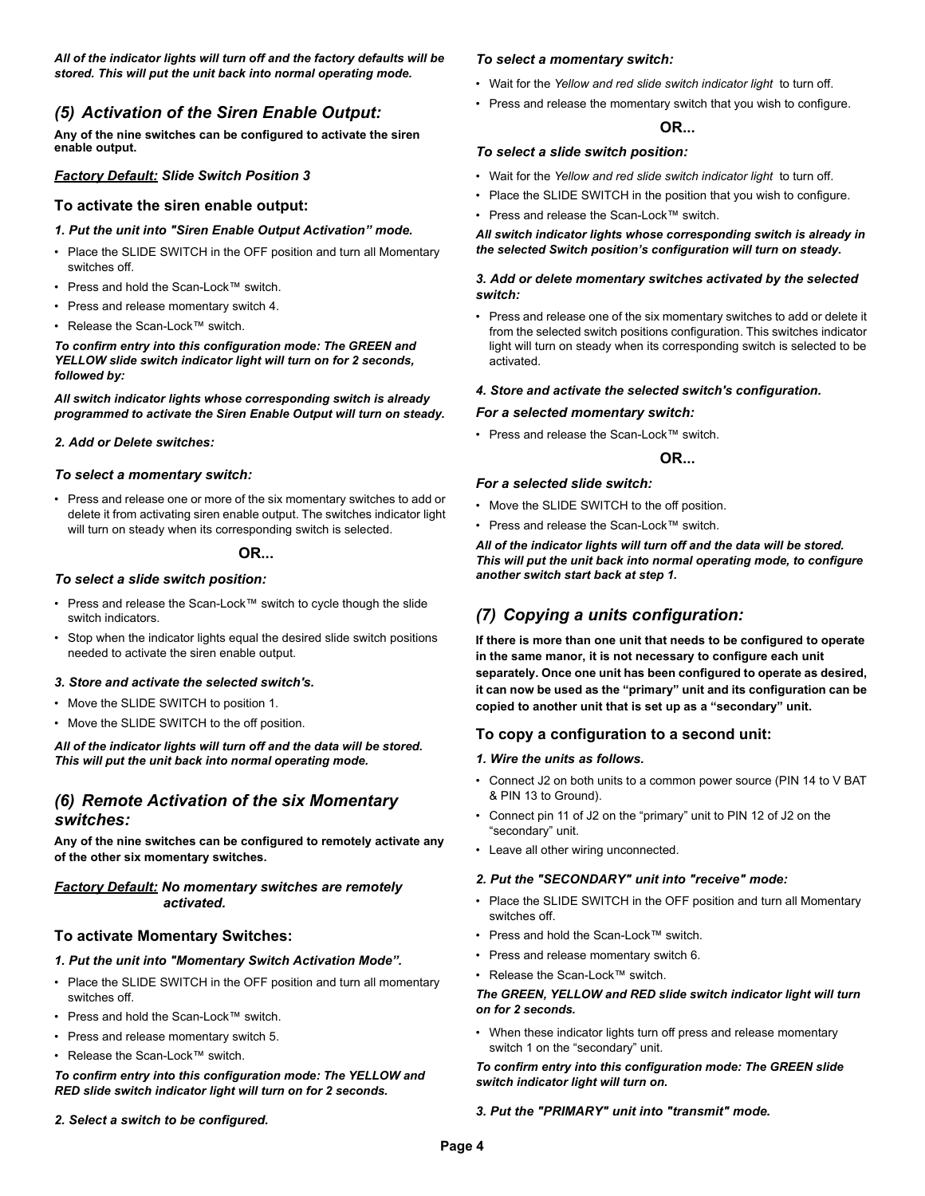***All of the indicator lights will turn off and the factory defaults will be stored. This will put the unit back into normal operating mode.***

## *(5) Activation of the Siren Enable Output:*

**Any of the nine switches can be configured to activate the siren enable output.**

***Factory Default:** **Slide Switch Position 3***

### To activate the siren enable output:

***1. Put the unit into "Siren Enable Output Activation" mode.***

- Place the SLIDE SWITCH in the OFF position and turn all Momentary switches off.
- Press and hold the Scan-Lock™ switch.
- Press and release momentary switch 4.
- Release the Scan-Lock™ switch.

***To confirm entry into this configuration mode: The GREEN and YELLOW slide switch indicator light will turn on for 2 seconds, followed by:***

***All switch indicator lights whose corresponding switch is already programmed to activate the Siren Enable Output will turn on steady.***

***2. Add or Delete switches:***

***To select a momentary switch:***

- Press and release one or more of the six momentary switches to add or delete it from activating siren enable output. The switches indicator light will turn on steady when its corresponding switch is selected.

**OR...**

***To select a slide switch position:***

- Press and release the Scan-Lock™ switch to cycle though the slide switch indicators.
- Stop when the indicator lights equal the desired slide switch positions needed to activate the siren enable output.

***3. Store and activate the selected switch's.***

- Move the SLIDE SWITCH to position 1.
- Move the SLIDE SWITCH to the off position.

***All of the indicator lights will turn off and the data will be stored. This will put the unit back into normal operating mode.***

## *(6) Remote Activation of the six Momentary switches:*

**Any of the nine switches can be configured to remotely activate any of the other six momentary switches.**

***Factory Default:** **No momentary switches are remotely activated.***

### To activate Momentary Switches:

***1. Put the unit into "Momentary Switch Activation Mode".***

- Place the SLIDE SWITCH in the OFF position and turn all momentary switches off.
- Press and hold the Scan-Lock™ switch.
- Press and release momentary switch 5.
- Release the Scan-Lock™ switch.

***To confirm entry into this configuration mode: The YELLOW and RED slide switch indicator light will turn on for 2 seconds.***

***2. Select a switch to be configured.***

***To select a momentary switch:***

- Wait for the *Yellow and red slide switch indicator light* to turn off.
- Press and release the momentary switch that you wish to configure.

**OR...**

***To select a slide switch position:***

- Wait for the *Yellow and red slide switch indicator light* to turn off.
- Place the SLIDE SWITCH in the position that you wish to configure.
- Press and release the Scan-Lock™ switch.

***All switch indicator lights whose corresponding switch is already in the selected Switch position's configuration will turn on steady.***

***3. Add or delete momentary switches activated by the selected switch:***

- Press and release one of the six momentary switches to add or delete it from the selected switch positions configuration. This switches indicator light will turn on steady when its corresponding switch is selected to be activated.

***4. Store and activate the selected switch's configuration.***

***For a selected momentary switch:***

- Press and release the Scan-Lock™ switch.

**OR...**

***For a selected slide switch:***

- Move the SLIDE SWITCH to the off position.
- Press and release the Scan-Lock™ switch.

***All of the indicator lights will turn off and the data will be stored. This will put the unit back into normal operating mode, to configure another switch start back at step 1.***

## *(7) Copying a units configuration:*

**If there is more than one unit that needs to be configured to operate in the same manor, it is not necessary to configure each unit separately. Once one unit has been configured to operate as desired, it can now be used as the "primary" unit and its configuration can be copied to another unit that is set up as a "secondary" unit.**

### To copy a configuration to a second unit:

***1. Wire the units as follows.***

- Connect J2 on both units to a common power source (PIN 14 to V BAT & PIN 13 to Ground).
- Connect pin 11 of J2 on the "primary" unit to PIN 12 of J2 on the "secondary" unit.
- Leave all other wiring unconnected.

***2. Put the "SECONDARY" unit into "receive" mode:***

- Place the SLIDE SWITCH in the OFF position and turn all Momentary switches off.
- Press and hold the Scan-Lock™ switch.
- Press and release momentary switch 6.
- Release the Scan-Lock™ switch.

***The GREEN, YELLOW and RED slide switch indicator light will turn on for 2 seconds.***

- When these indicator lights turn off press and release momentary switch 1 on the "secondary" unit.

***To confirm entry into this configuration mode: The GREEN slide switch indicator light will turn on.***

***3. Put the "PRIMARY" unit into "transmit" mode.***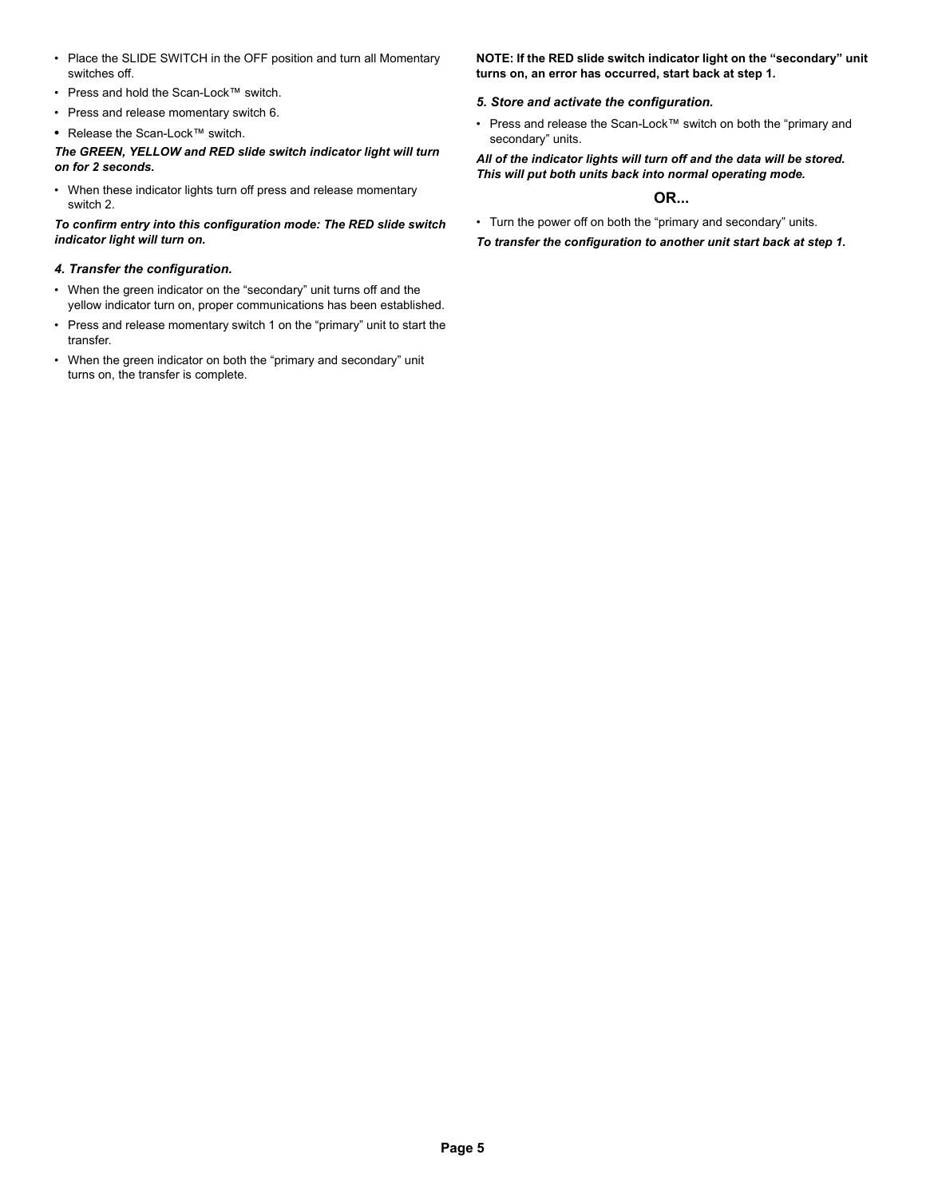- Place the SLIDE SWITCH in the OFF position and turn all Momentary switches off.
- Press and hold the Scan-Lock™ switch.
- Press and release momentary switch 6.
- Release the Scan-Lock™ switch.

***The GREEN, YELLOW and RED slide switch indicator light will turn on for 2 seconds.***

- When these indicator lights turn off press and release momentary switch 2.

***To confirm entry into this configuration mode: The RED slide switch indicator light will turn on.***

### *4. Transfer the configuration.*

- When the green indicator on the “secondary” unit turns off and the yellow indicator turn on, proper communications has been established.
- Press and release momentary switch 1 on the “primary” unit to start the transfer.
- When the green indicator on both the “primary and secondary” unit turns on, the transfer is complete.

**NOTE: If the RED slide switch indicator light on the “secondary” unit turns on, an error has occurred, start back at step 1.**

### *5. Store and activate the configuration.*

- Press and release the Scan-Lock™ switch on both the “primary and secondary” units.

***All of the indicator lights will turn off and the data will be stored. This will put both units back into normal operating mode.***

**OR...**

- Turn the power off on both the “primary and secondary” units.

***To transfer the configuration to another unit start back at step 1.***